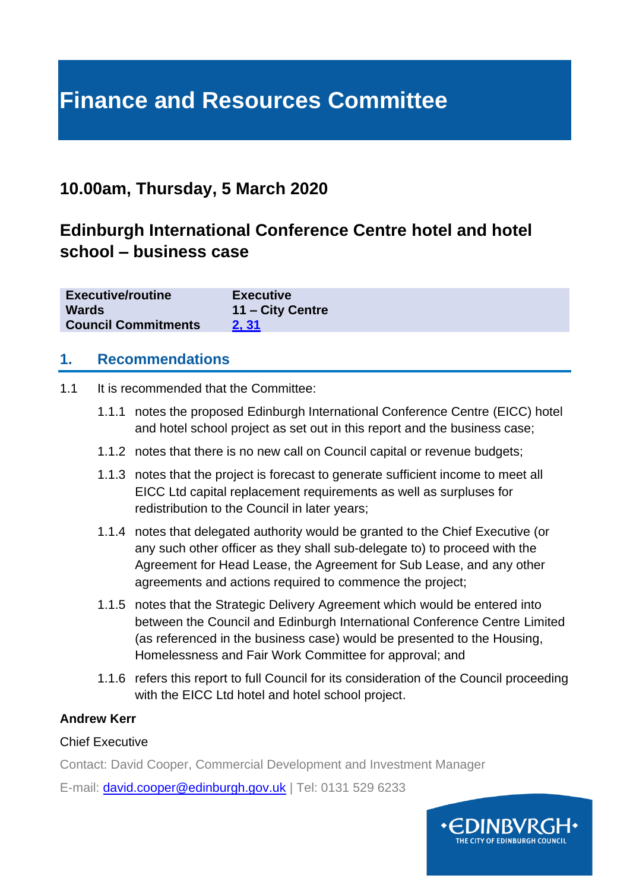# Finance and Resources Committee

## 10.00am, Thursday, 5 March 2020

## Edinburgh International Conference Centre hotel and hotel school – business case

| | |
|---|---|
| **Executive/routine** | **Executive** |
| **Wards** | **11 – City Centre** |
| **Council Commitments** | **[2, 31]** |

### 1. Recommendations

1.1 It is recommended that the Committee:

1.1.1 notes the proposed Edinburgh International Conference Centre (EICC) hotel and hotel school project as set out in this report and the business case;

1.1.2 notes that there is no new call on Council capital or revenue budgets;

1.1.3 notes that the project is forecast to generate sufficient income to meet all EICC Ltd capital replacement requirements as well as surpluses for redistribution to the Council in later years;

1.1.4 notes that delegated authority would be granted to the Chief Executive (or any such other officer as they shall sub-delegate to) to proceed with the Agreement for Head Lease, the Agreement for Sub Lease, and any other agreements and actions required to commence the project;

1.1.5 notes that the Strategic Delivery Agreement which would be entered into between the Council and Edinburgh International Conference Centre Limited (as referenced in the business case) would be presented to the Housing, Homelessness and Fair Work Committee for approval; and

1.1.6 refers this report to full Council for its consideration of the Council proceeding with the EICC Ltd hotel and hotel school project.

**Andrew Kerr**

Chief Executive

Contact: David Cooper, Commercial Development and Investment Manager

E-mail: david.cooper@edinburgh.gov.uk | Tel: 0131 529 6233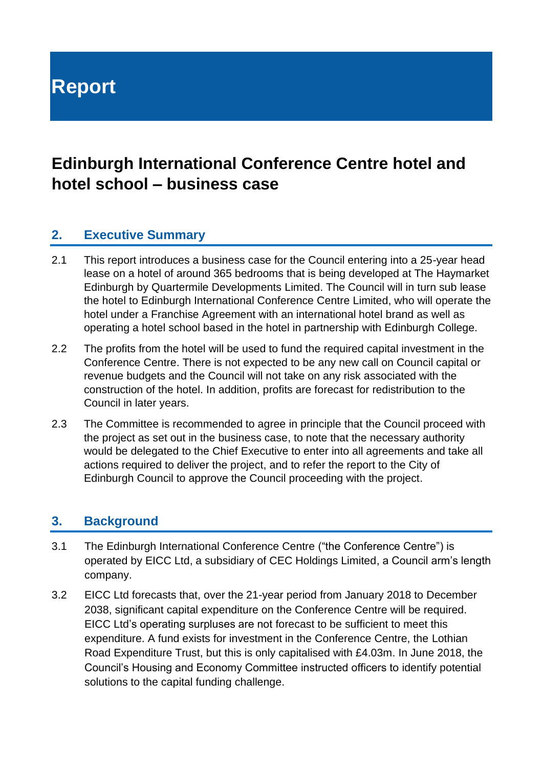# Report

## Edinburgh International Conference Centre hotel and hotel school – business case

### 2. Executive Summary

2.1 This report introduces a business case for the Council entering into a 25-year head lease on a hotel of around 365 bedrooms that is being developed at The Haymarket Edinburgh by Quartermile Developments Limited. The Council will in turn sub lease the hotel to Edinburgh International Conference Centre Limited, who will operate the hotel under a Franchise Agreement with an international hotel brand as well as operating a hotel school based in the hotel in partnership with Edinburgh College.

2.2 The profits from the hotel will be used to fund the required capital investment in the Conference Centre. There is not expected to be any new call on Council capital or revenue budgets and the Council will not take on any risk associated with the construction of the hotel. In addition, profits are forecast for redistribution to the Council in later years.

2.3 The Committee is recommended to agree in principle that the Council proceed with the project as set out in the business case, to note that the necessary authority would be delegated to the Chief Executive to enter into all agreements and take all actions required to deliver the project, and to refer the report to the City of Edinburgh Council to approve the Council proceeding with the project.

### 3. Background

3.1 The Edinburgh International Conference Centre ("the Conference Centre") is operated by EICC Ltd, a subsidiary of CEC Holdings Limited, a Council arm's length company.

3.2 EICC Ltd forecasts that, over the 21-year period from January 2018 to December 2038, significant capital expenditure on the Conference Centre will be required. EICC Ltd's operating surpluses are not forecast to be sufficient to meet this expenditure. A fund exists for investment in the Conference Centre, the Lothian Road Expenditure Trust, but this is only capitalised with £4.03m. In June 2018, the Council's Housing and Economy Committee instructed officers to identify potential solutions to the capital funding challenge.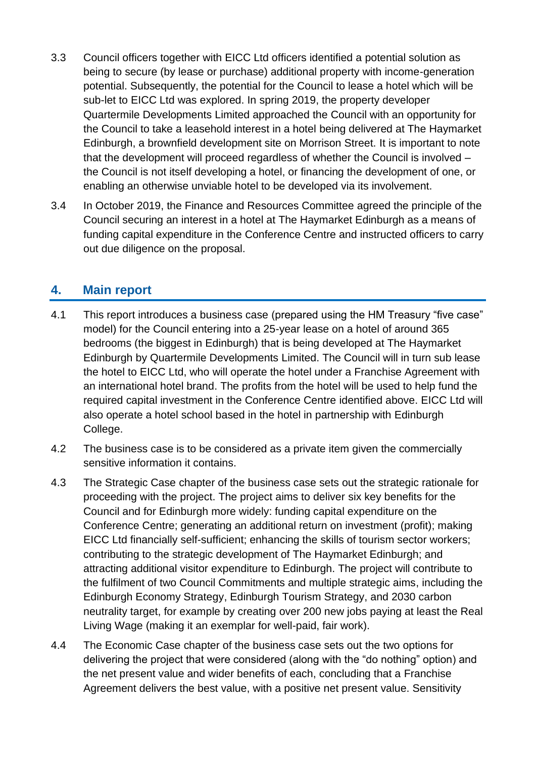3.3 Council officers together with EICC Ltd officers identified a potential solution as being to secure (by lease or purchase) additional property with income-generation potential. Subsequently, the potential for the Council to lease a hotel which will be sub-let to EICC Ltd was explored. In spring 2019, the property developer Quartermile Developments Limited approached the Council with an opportunity for the Council to take a leasehold interest in a hotel being delivered at The Haymarket Edinburgh, a brownfield development site on Morrison Street. It is important to note that the development will proceed regardless of whether the Council is involved – the Council is not itself developing a hotel, or financing the development of one, or enabling an otherwise unviable hotel to be developed via its involvement.

3.4 In October 2019, the Finance and Resources Committee agreed the principle of the Council securing an interest in a hotel at The Haymarket Edinburgh as a means of funding capital expenditure in the Conference Centre and instructed officers to carry out due diligence on the proposal.

## 4. Main report

4.1 This report introduces a business case (prepared using the HM Treasury "five case" model) for the Council entering into a 25-year lease on a hotel of around 365 bedrooms (the biggest in Edinburgh) that is being developed at The Haymarket Edinburgh by Quartermile Developments Limited. The Council will in turn sub lease the hotel to EICC Ltd, who will operate the hotel under a Franchise Agreement with an international hotel brand. The profits from the hotel will be used to help fund the required capital investment in the Conference Centre identified above. EICC Ltd will also operate a hotel school based in the hotel in partnership with Edinburgh College.

4.2 The business case is to be considered as a private item given the commercially sensitive information it contains.

4.3 The Strategic Case chapter of the business case sets out the strategic rationale for proceeding with the project. The project aims to deliver six key benefits for the Council and for Edinburgh more widely: funding capital expenditure on the Conference Centre; generating an additional return on investment (profit); making EICC Ltd financially self-sufficient; enhancing the skills of tourism sector workers; contributing to the strategic development of The Haymarket Edinburgh; and attracting additional visitor expenditure to Edinburgh. The project will contribute to the fulfilment of two Council Commitments and multiple strategic aims, including the Edinburgh Economy Strategy, Edinburgh Tourism Strategy, and 2030 carbon neutrality target, for example by creating over 200 new jobs paying at least the Real Living Wage (making it an exemplar for well-paid, fair work).

4.4 The Economic Case chapter of the business case sets out the two options for delivering the project that were considered (along with the "do nothing" option) and the net present value and wider benefits of each, concluding that a Franchise Agreement delivers the best value, with a positive net present value. Sensitivity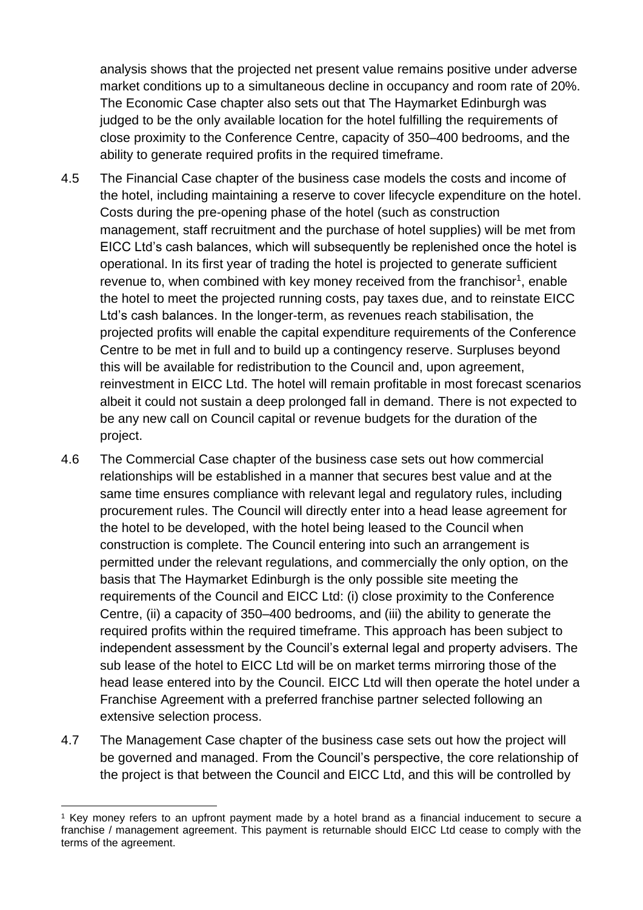analysis shows that the projected net present value remains positive under adverse market conditions up to a simultaneous decline in occupancy and room rate of 20%. The Economic Case chapter also sets out that The Haymarket Edinburgh was judged to be the only available location for the hotel fulfilling the requirements of close proximity to the Conference Centre, capacity of 350–400 bedrooms, and the ability to generate required profits in the required timeframe.

4.5 The Financial Case chapter of the business case models the costs and income of the hotel, including maintaining a reserve to cover lifecycle expenditure on the hotel. Costs during the pre-opening phase of the hotel (such as construction management, staff recruitment and the purchase of hotel supplies) will be met from EICC Ltd's cash balances, which will subsequently be replenished once the hotel is operational. In its first year of trading the hotel is projected to generate sufficient revenue to, when combined with key money received from the franchisor[1], enable the hotel to meet the projected running costs, pay taxes due, and to reinstate EICC Ltd's cash balances. In the longer-term, as revenues reach stabilisation, the projected profits will enable the capital expenditure requirements of the Conference Centre to be met in full and to build up a contingency reserve. Surpluses beyond this will be available for redistribution to the Council and, upon agreement, reinvestment in EICC Ltd. The hotel will remain profitable in most forecast scenarios albeit it could not sustain a deep prolonged fall in demand. There is not expected to be any new call on Council capital or revenue budgets for the duration of the project.

4.6 The Commercial Case chapter of the business case sets out how commercial relationships will be established in a manner that secures best value and at the same time ensures compliance with relevant legal and regulatory rules, including procurement rules. The Council will directly enter into a head lease agreement for the hotel to be developed, with the hotel being leased to the Council when construction is complete. The Council entering into such an arrangement is permitted under the relevant regulations, and commercially the only option, on the basis that The Haymarket Edinburgh is the only possible site meeting the requirements of the Council and EICC Ltd: (i) close proximity to the Conference Centre, (ii) a capacity of 350–400 bedrooms, and (iii) the ability to generate the required profits within the required timeframe. This approach has been subject to independent assessment by the Council's external legal and property advisers. The sub lease of the hotel to EICC Ltd will be on market terms mirroring those of the head lease entered into by the Council. EICC Ltd will then operate the hotel under a Franchise Agreement with a preferred franchise partner selected following an extensive selection process.

4.7 The Management Case chapter of the business case sets out how the project will be governed and managed. From the Council's perspective, the core relationship of the project is that between the Council and EICC Ltd, and this will be controlled by

---

[1] Key money refers to an upfront payment made by a hotel brand as a financial inducement to secure a franchise / management agreement. This payment is returnable should EICC Ltd cease to comply with the terms of the agreement.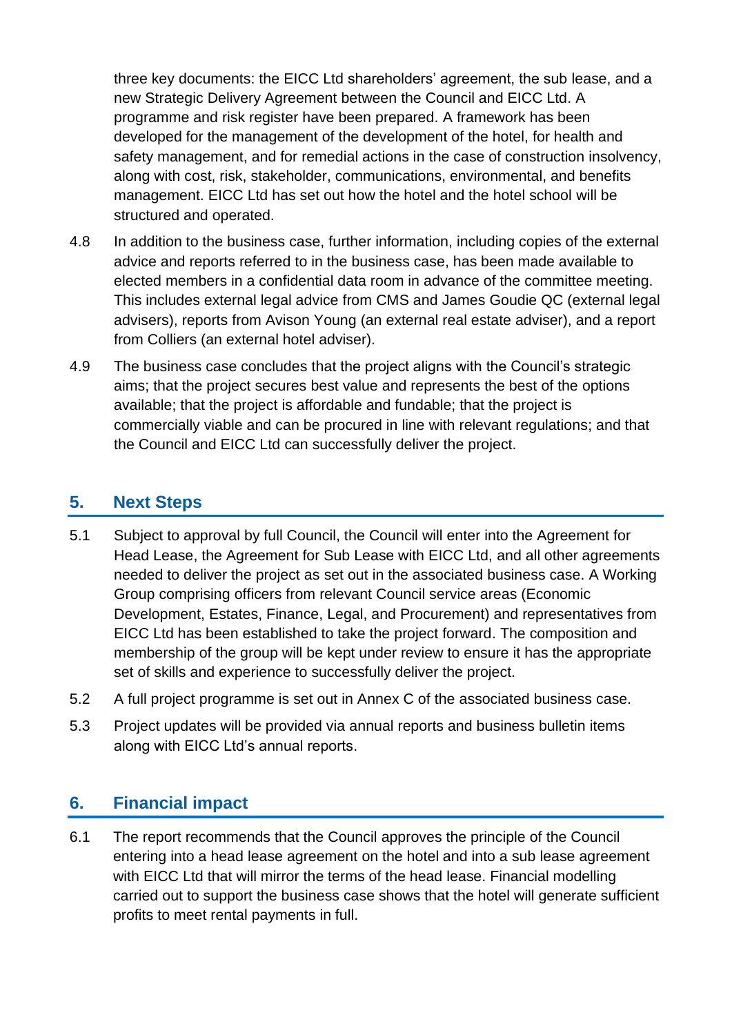three key documents: the EICC Ltd shareholders' agreement, the sub lease, and a new Strategic Delivery Agreement between the Council and EICC Ltd. A programme and risk register have been prepared. A framework has been developed for the management of the development of the hotel, for health and safety management, and for remedial actions in the case of construction insolvency, along with cost, risk, stakeholder, communications, environmental, and benefits management. EICC Ltd has set out how the hotel and the hotel school will be structured and operated.

4.8 In addition to the business case, further information, including copies of the external advice and reports referred to in the business case, has been made available to elected members in a confidential data room in advance of the committee meeting. This includes external legal advice from CMS and James Goudie QC (external legal advisers), reports from Avison Young (an external real estate adviser), and a report from Colliers (an external hotel adviser).

4.9 The business case concludes that the project aligns with the Council's strategic aims; that the project secures best value and represents the best of the options available; that the project is affordable and fundable; that the project is commercially viable and can be procured in line with relevant regulations; and that the Council and EICC Ltd can successfully deliver the project.

## 5. Next Steps

5.1 Subject to approval by full Council, the Council will enter into the Agreement for Head Lease, the Agreement for Sub Lease with EICC Ltd, and all other agreements needed to deliver the project as set out in the associated business case. A Working Group comprising officers from relevant Council service areas (Economic Development, Estates, Finance, Legal, and Procurement) and representatives from EICC Ltd has been established to take the project forward. The composition and membership of the group will be kept under review to ensure it has the appropriate set of skills and experience to successfully deliver the project.

5.2 A full project programme is set out in Annex C of the associated business case.

5.3 Project updates will be provided via annual reports and business bulletin items along with EICC Ltd's annual reports.

## 6. Financial impact

6.1 The report recommends that the Council approves the principle of the Council entering into a head lease agreement on the hotel and into a sub lease agreement with EICC Ltd that will mirror the terms of the head lease. Financial modelling carried out to support the business case shows that the hotel will generate sufficient profits to meet rental payments in full.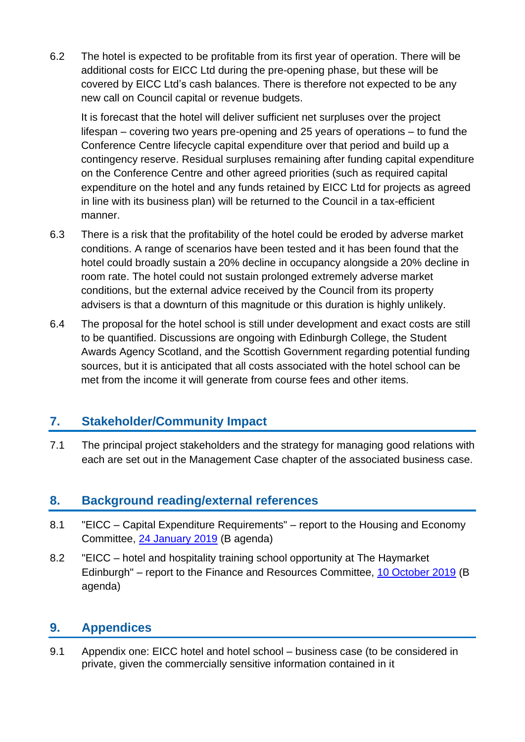6.2 The hotel is expected to be profitable from its first year of operation. There will be additional costs for EICC Ltd during the pre-opening phase, but these will be covered by EICC Ltd's cash balances. There is therefore not expected to be any new call on Council capital or revenue budgets.

It is forecast that the hotel will deliver sufficient net surpluses over the project lifespan – covering two years pre-opening and 25 years of operations – to fund the Conference Centre lifecycle capital expenditure over that period and build up a contingency reserve. Residual surpluses remaining after funding capital expenditure on the Conference Centre and other agreed priorities (such as required capital expenditure on the hotel and any funds retained by EICC Ltd for projects as agreed in line with its business plan) will be returned to the Council in a tax-efficient manner.

6.3 There is a risk that the profitability of the hotel could be eroded by adverse market conditions. A range of scenarios have been tested and it has been found that the hotel could broadly sustain a 20% decline in occupancy alongside a 20% decline in room rate. The hotel could not sustain prolonged extremely adverse market conditions, but the external advice received by the Council from its property advisers is that a downturn of this magnitude or this duration is highly unlikely.

6.4 The proposal for the hotel school is still under development and exact costs are still to be quantified. Discussions are ongoing with Edinburgh College, the Student Awards Agency Scotland, and the Scottish Government regarding potential funding sources, but it is anticipated that all costs associated with the hotel school can be met from the income it will generate from course fees and other items.

## 7. Stakeholder/Community Impact

7.1 The principal project stakeholders and the strategy for managing good relations with each are set out in the Management Case chapter of the associated business case.

## 8. Background reading/external references

8.1 "EICC – Capital Expenditure Requirements" – report to the Housing and Economy Committee, 24 January 2019 (B agenda)

8.2 "EICC – hotel and hospitality training school opportunity at The Haymarket Edinburgh" – report to the Finance and Resources Committee, 10 October 2019 (B agenda)

## 9. Appendices

9.1 Appendix one: EICC hotel and hotel school – business case (to be considered in private, given the commercially sensitive information contained in it